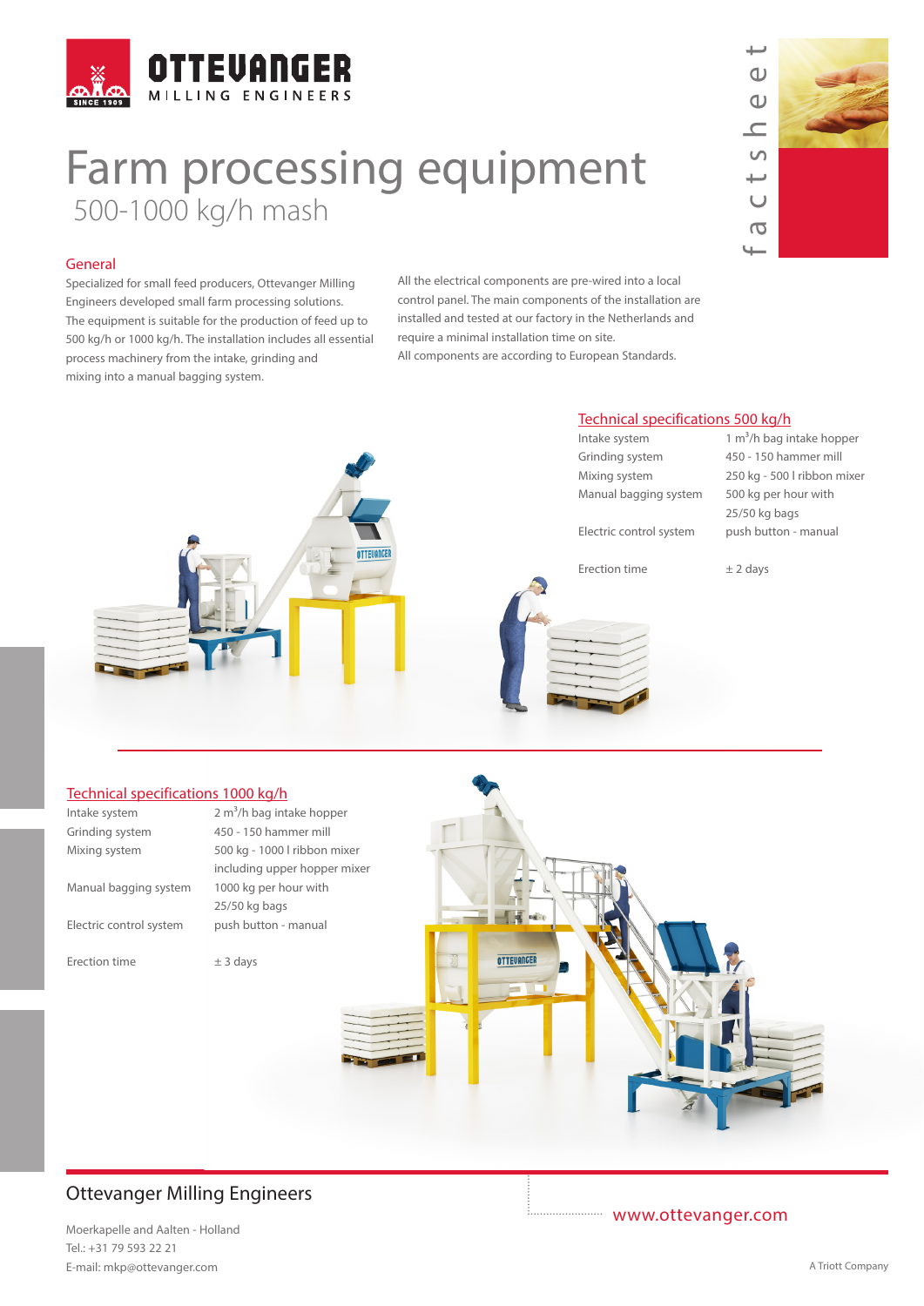OTTEVANGER
MILLING ENGINEERS
SINCE 1909

factsheet

# Farm processing equipment

## 500-1000 kg/h mash

### General

Specialized for small feed producers, Ottevanger Milling Engineers developed small farm processing solutions. The equipment is suitable for the production of feed up to 500 kg/h or 1000 kg/h. The installation includes all essential process machinery from the intake, grinding and mixing into a manual bagging system.

All the electrical components are pre-wired into a local control panel. The main components of the installation are installed and tested at our factory in the Netherlands and require a minimal installation time on site.
All components are according to European Standards.

### Technical specifications 500 kg/h

| | |
|---|---|
| Intake system | 1 $m^3$/h bag intake hopper |
| Grinding system | 450 - 150 hammer mill |
| Mixing system | 250 kg - 500 l ribbon mixer |
| Manual bagging system | 500 kg per hour with 25/50 kg bags |
| Electric control system | push button - manual |
| Erection time | ± 2 days |

### Technical specifications 1000 kg/h

| | |
|---|---|
| Intake system | 2 $m^3$/h bag intake hopper |
| Grinding system | 450 - 150 hammer mill |
| Mixing system | 500 kg - 1000 l ribbon mixer including upper hopper mixer |
| Manual bagging system | 1000 kg per hour with 25/50 kg bags |
| Electric control system | push button - manual |
| Erection time | ± 3 days |

## Ottevanger Milling Engineers

Moerkapelle and Aalten - Holland
Tel.: +31 79 593 22 21
E-mail: mkp@ottevanger.com

www.ottevanger.com

A Triott Company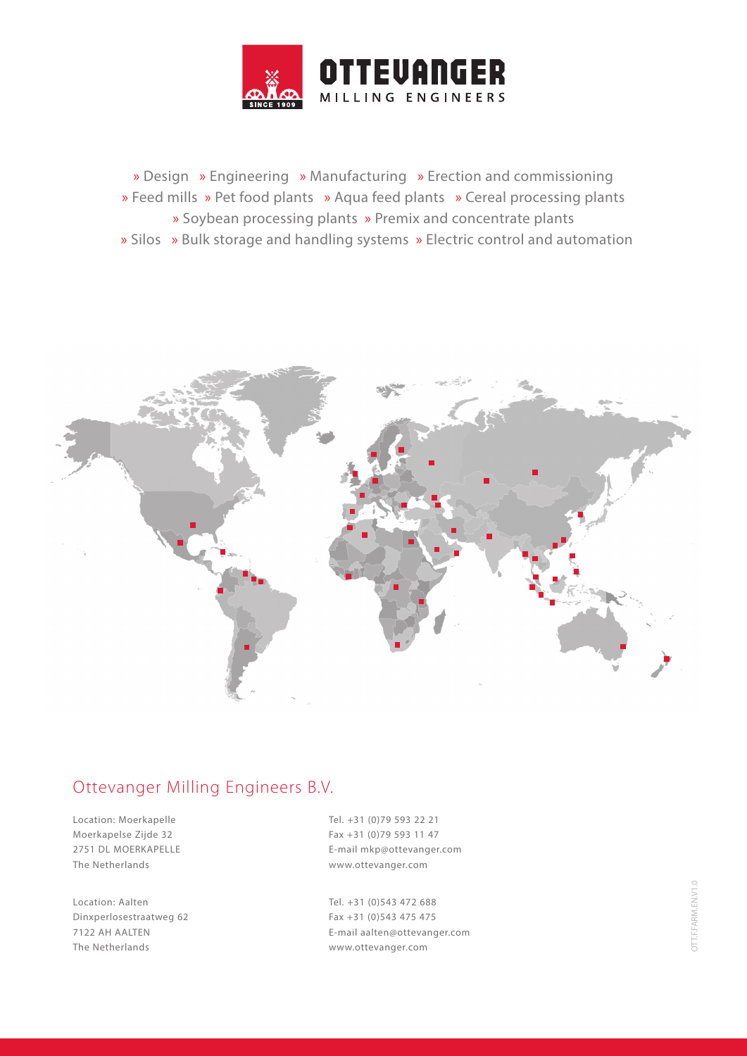OTTEVANGER

MILLING ENGINEERS

SINCE 1909

» Design » Engineering » Manufacturing » Erection and commissioning
» Feed mills » Pet food plants » Aqua feed plants » Cereal processing plants
» Soybean processing plants » Premix and concentrate plants
» Silos » Bulk storage and handling systems » Electric control and automation

## Ottevanger Milling Engineers B.V.

Location: Moerkapelle
Moerkapelse Zijde 32
2751 DL MOERKAPELLE
The Netherlands

Tel. +31 (0)79 593 22 21
Fax +31 (0)79 593 11 47
E-mail mkp@ottevanger.com
www.ottevanger.com

Location: Aalten
Dinxperlosestraatweg 62
7122 AH AALTEN
The Netherlands

Tel. +31 (0)543 472 688
Fax +31 (0)543 475 475
E-mail aalten@ottevanger.com
www.ottevanger.com

OTT.F.FARM.EN.V1.0